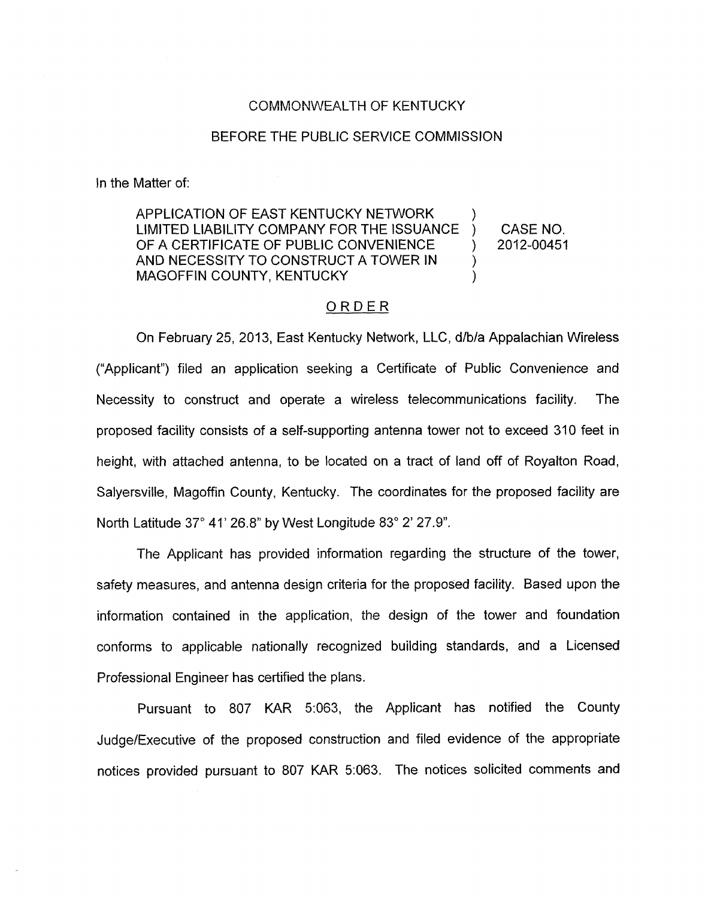COMMONWEALTH OF KENTUCKY

BEFORE THE PUBLIC SERVICE COMMISSION

In the Matter of:

| | | |
|---|---|---|
| APPLICATION OF EAST KENTUCKY NETWORK LIMITED LIABILITY COMPANY FOR THE ISSUANCE OF A CERTIFICATE OF PUBLIC CONVENIENCE AND NECESSITY TO CONSTRUCT A TOWER IN MAGOFFIN COUNTY, KENTUCKY | ) | CASE NO. 2012-00451 |

## ORDER

On February 25, 2013, East Kentucky Network, LLC, d/b/a Appalachian Wireless ("Applicant") filed an application seeking a Certificate of Public Convenience and Necessity to construct and operate a wireless telecommunications facility. The proposed facility consists of a self-supporting antenna tower not to exceed 310 feet in height, with attached antenna, to be located on a tract of land off of Royalton Road, Salyersville, Magoffin County, Kentucky. The coordinates for the proposed facility are North Latitude 37° 41' 26.8" by West Longitude 83° 2' 27.9".

The Applicant has provided information regarding the structure of the tower, safety measures, and antenna design criteria for the proposed facility. Based upon the information contained in the application, the design of the tower and foundation conforms to applicable nationally recognized building standards, and a Licensed Professional Engineer has certified the plans.

Pursuant to 807 KAR 5:063, the Applicant has notified the County Judge/Executive of the proposed construction and filed evidence of the appropriate notices provided pursuant to 807 KAR 5:063. The notices solicited comments and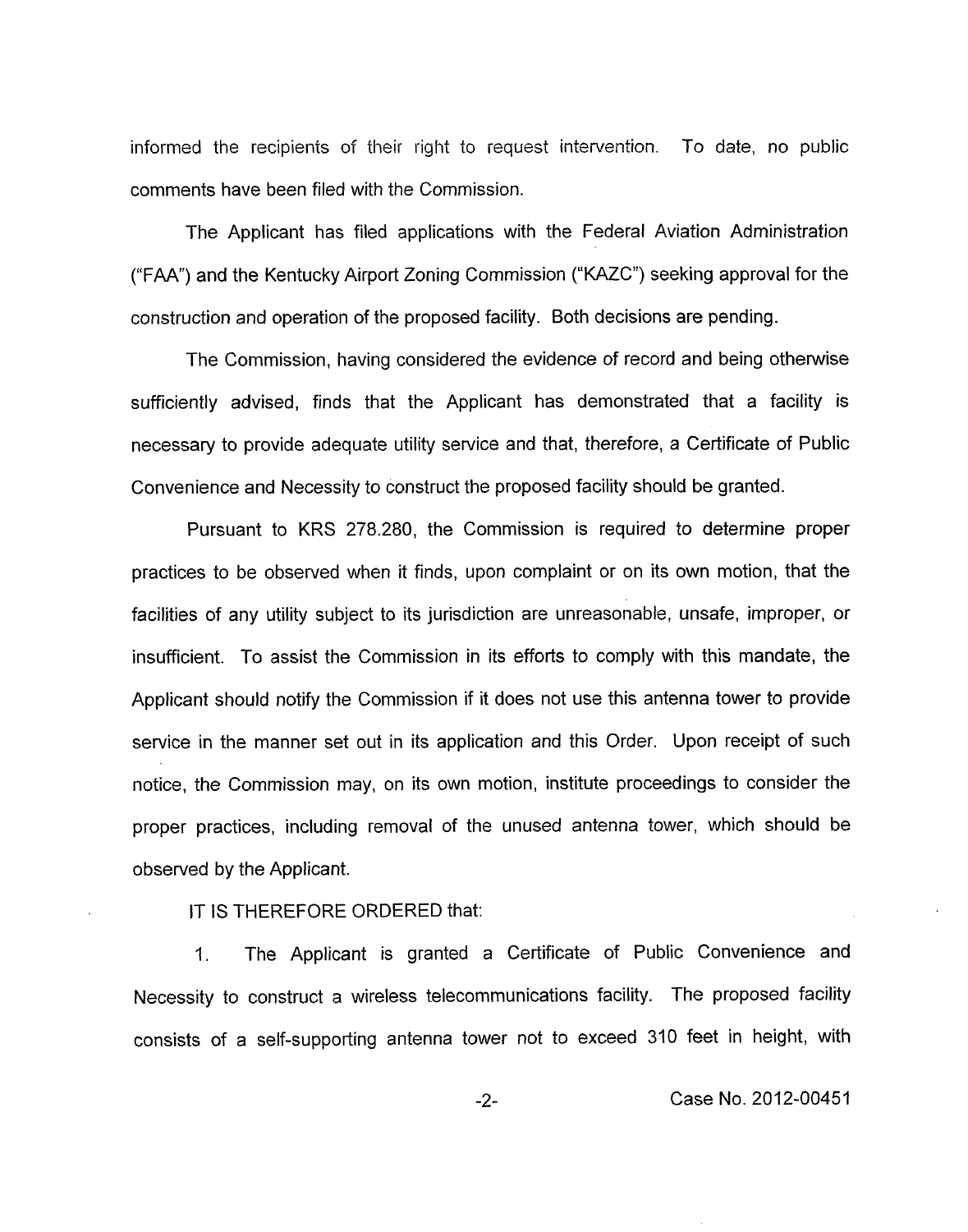informed the recipients of their right to request intervention. To date, no public comments have been filed with the Commission.

The Applicant has filed applications with the Federal Aviation Administration ("FAA") and the Kentucky Airport Zoning Commission ("KAZC") seeking approval for the construction and operation of the proposed facility. Both decisions are pending.

The Commission, having considered the evidence of record and being otherwise sufficiently advised, finds that the Applicant has demonstrated that a facility is necessary to provide adequate utility service and that, therefore, a Certificate of Public Convenience and Necessity to construct the proposed facility should be granted.

Pursuant to KRS 278.280, the Commission is required to determine proper practices to be observed when it finds, upon complaint or on its own motion, that the facilities of any utility subject to its jurisdiction are unreasonable, unsafe, improper, or insufficient. To assist the Commission in its efforts to comply with this mandate, the Applicant should notify the Commission if it does not use this antenna tower to provide service in the manner set out in its application and this Order. Upon receipt of such notice, the Commission may, on its own motion, institute proceedings to consider the proper practices, including removal of the unused antenna tower, which should be observed by the Applicant.

IT IS THEREFORE ORDERED that:

1. The Applicant is granted a Certificate of Public Convenience and Necessity to construct a wireless telecommunications facility. The proposed facility consists of a self-supporting antenna tower not to exceed 310 feet in height, with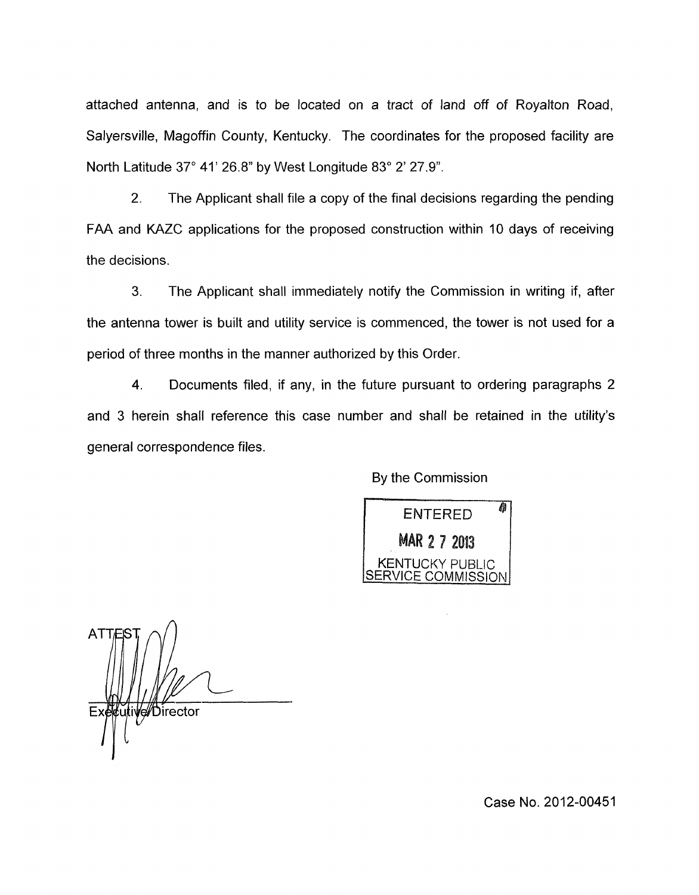attached antenna, and is to be located on a tract of land off of Royalton Road, Salyersville, Magoffin County, Kentucky. The coordinates for the proposed facility are North Latitude 37° 41' 26.8" by West Longitude 83° 2' 27.9".

2. The Applicant shall file a copy of the final decisions regarding the pending FAA and KAZC applications for the proposed construction within 10 days of receiving the decisions.

3. The Applicant shall immediately notify the Commission in writing if, after the antenna tower is built and utility service is commenced, the tower is not used for a period of three months in the manner authorized by this Order.

4. Documents filed, if any, in the future pursuant to ordering paragraphs 2 and 3 herein shall reference this case number and shall be retained in the utility's general correspondence files.

By the Commission

ENTERED
MAR 27 2013
KENTUCKY PUBLIC SERVICE COMMISSION

ATTEST

Executive Director

Case No. 2012-00451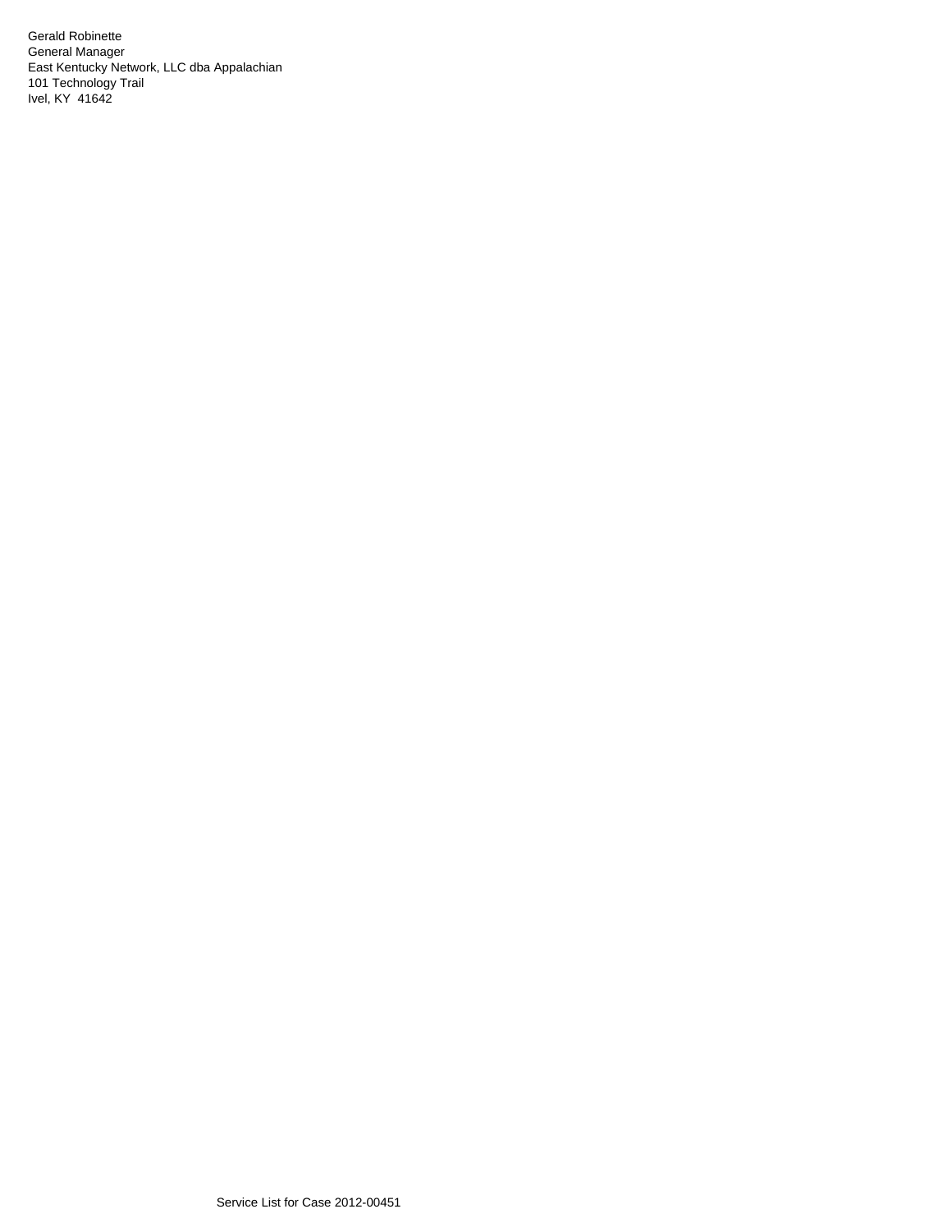Gerald Robinette
General Manager
East Kentucky Network, LLC dba Appalachian
101 Technology Trail
Ivel, KY  41642